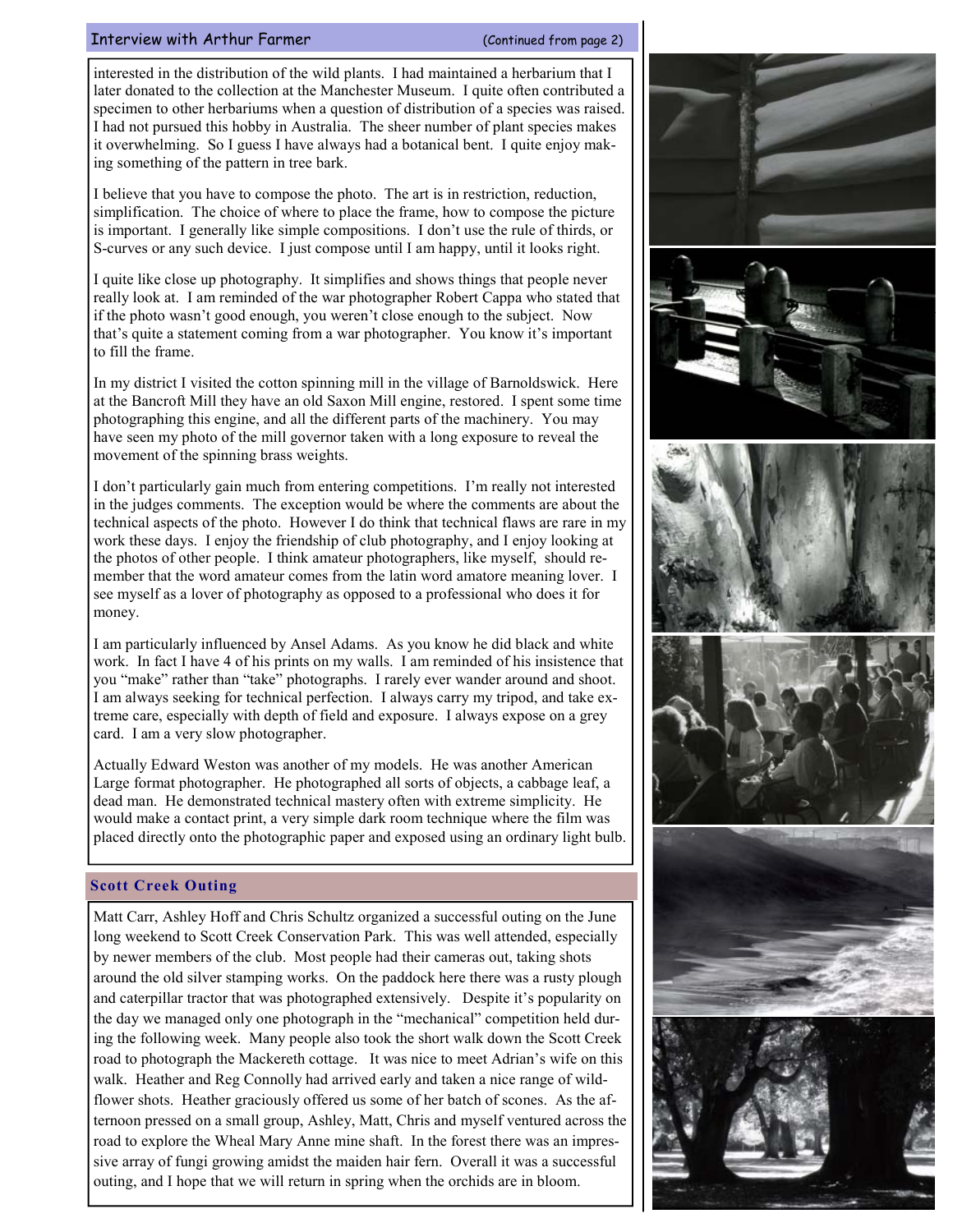## Interview with Arthur Farmer

(Continued from page 2)

interested in the distribution of the wild plants. I had maintained a herbarium that I later donated to the collection at the Manchester Museum. I quite often contributed a specimen to other herbariums when a question of distribution of a species was raised. I had not pursued this hobby in Australia. The sheer number of plant species makes it overwhelming. So I guess I have always had a botanical bent. I quite enjoy making something of the pattern in tree bark.

I believe that you have to compose the photo. The art is in restriction, reduction, simplification. The choice of where to place the frame, how to compose the picture is important. I generally like simple compositions. I don't use the rule of thirds, or S-curves or any such device. I just compose until I am happy, until it looks right.

I quite like close up photography. It simplifies and shows things that people never really look at. I am reminded of the war photographer Robert Cappa who stated that if the photo wasn't good enough, you weren't close enough to the subject. Now that's quite a statement coming from a war photographer. You know it's important to fill the frame.

In my district I visited the cotton spinning mill in the village of Barnoldswick. Here at the Bancroft Mill they have an old Saxon Mill engine, restored. I spent some time photographing this engine, and all the different parts of the machinery. You may have seen my photo of the mill governor taken with a long exposure to reveal the movement of the spinning brass weights.

I don't particularly gain much from entering competitions. I'm really not interested in the judges comments. The exception would be where the comments are about the technical aspects of the photo. However I do think that technical flaws are rare in my work these days. I enjoy the friendship of club photography, and I enjoy looking at the photos of other people. I think amateur photographers, like myself, should remember that the word amateur comes from the latin word amatore meaning lover. I see myself as a lover of photography as opposed to a professional who does it for money.

I am particularly influenced by Ansel Adams. As you know he did black and white work. In fact I have 4 of his prints on my walls. I am reminded of his insistence that you "make" rather than "take" photographs. I rarely ever wander around and shoot. I am always seeking for technical perfection. I always carry my tripod, and take extreme care, especially with depth of field and exposure. I always expose on a grey card. I am a very slow photographer.

Actually Edward Weston was another of my models. He was another American Large format photographer. He photographed all sorts of objects, a cabbage leaf, a dead man. He demonstrated technical mastery often with extreme simplicity. He would make a contact print, a very simple dark room technique where the film was placed directly onto the photographic paper and exposed using an ordinary light bulb.

## Scott Creek Outing

Matt Carr, Ashley Hoff and Chris Schultz organized a successful outing on the June long weekend to Scott Creek Conservation Park. This was well attended, especially by newer members of the club. Most people had their cameras out, taking shots around the old silver stamping works. On the paddock here there was a rusty plough and caterpillar tractor that was photographed extensively. Despite it's popularity on the day we managed only one photograph in the "mechanical" competition held during the following week. Many people also took the short walk down the Scott Creek road to photograph the Mackereth cottage. It was nice to meet Adrian's wife on this walk. Heather and Reg Connolly had arrived early and taken a nice range of wildflower shots. Heather graciously offered us some of her batch of scones. As the afternoon pressed on a small group, Ashley, Matt, Chris and myself ventured across the road to explore the Wheal Mary Anne mine shaft. In the forest there was an impressive array of fungi growing amidst the maiden hair fern. Overall it was a successful outing, and I hope that we will return in spring when the orchids are in bloom.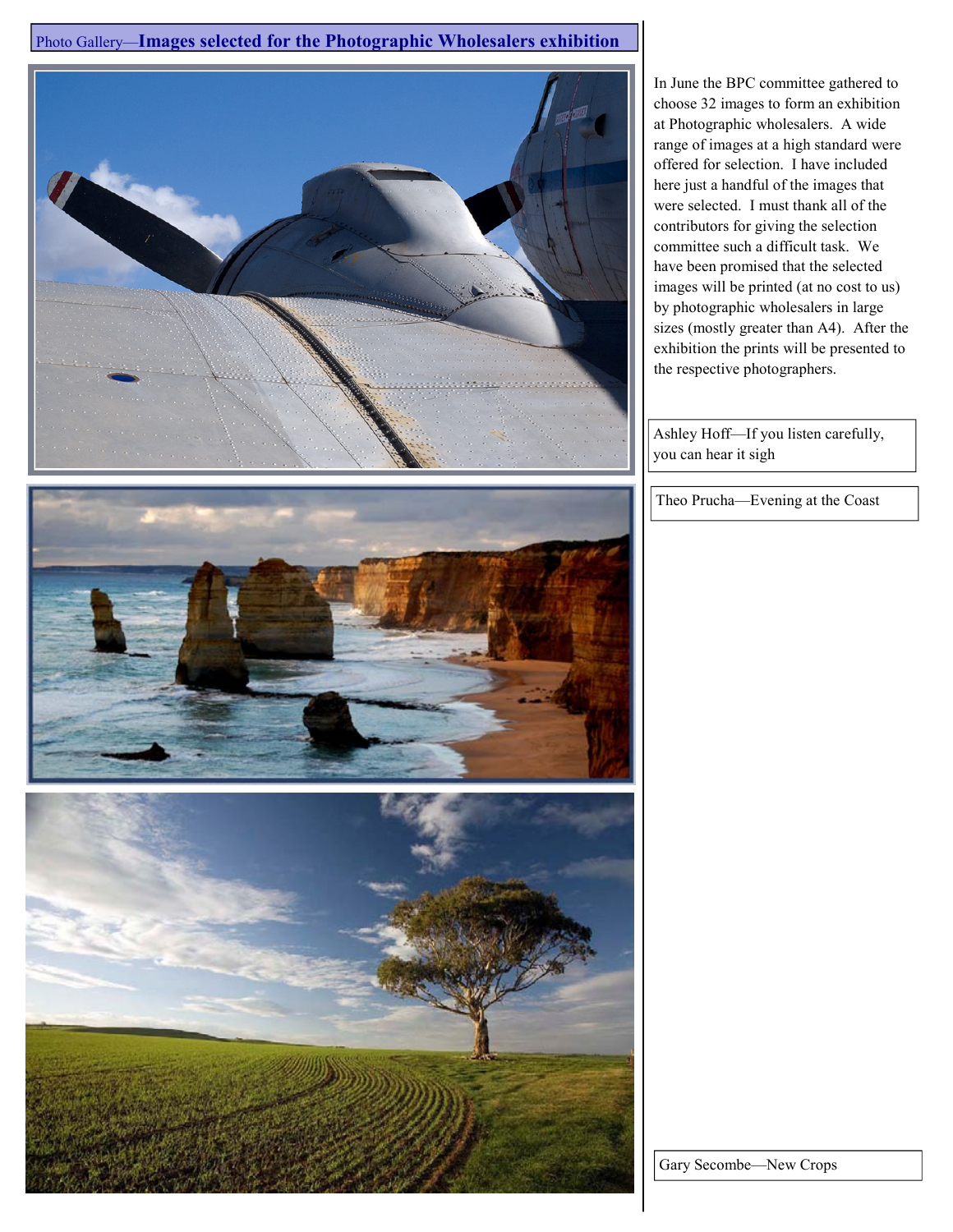# Photo Gallery—Images selected for the Photographic Wholesalers exhibition

In June the BPC committee gathered to choose 32 images to form an exhibition at Photographic wholesalers. A wide range of images at a high standard were offered for selection. I have included here just a handful of the images that were selected. I must thank all of the contributors for giving the selection committee such a difficult task. We have been promised that the selected images will be printed (at no cost to us) by photographic wholesalers in large sizes (mostly greater than A4). After the exhibition the prints will be presented to the respective photographers.

Ashley Hoff—If you listen carefully, you can hear it sigh

Theo Prucha—Evening at the Coast

Gary Secombe—New Crops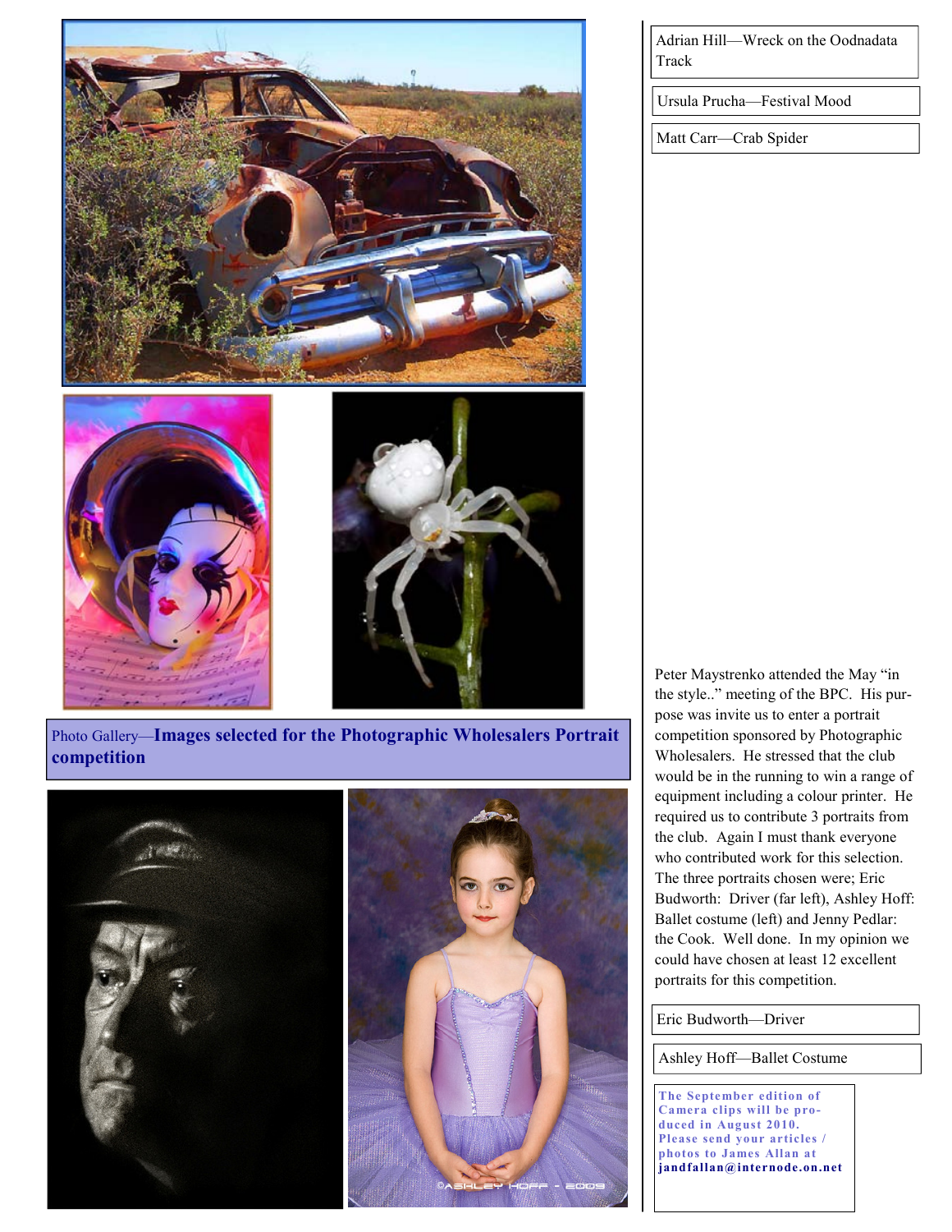Adrian Hill—Wreck on the Oodnadata Track

Ursula Prucha—Festival Mood

Matt Carr—Crab Spider

Photo Gallery—**Images selected for the Photographic Wholesalers Portrait competition**

Peter Maystrenko attended the May "in the style.." meeting of the BPC. His purpose was invite us to enter a portrait competition sponsored by Photographic Wholesalers. He stressed that the club would be in the running to win a range of equipment including a colour printer. He required us to contribute 3 portraits from the club. Again I must thank everyone who contributed work for this selection. The three portraits chosen were; Eric Budworth: Driver (far left), Ashley Hoff: Ballet costume (left) and Jenny Pedlar: the Cook. Well done. In my opinion we could have chosen at least 12 excellent portraits for this competition.

Eric Budworth—Driver

Ashley Hoff—Ballet Costume

**The September edition of Camera clips will be produced in August 2010. Please send your articles / photos to James Allan at jandfallan@internode.on.net**